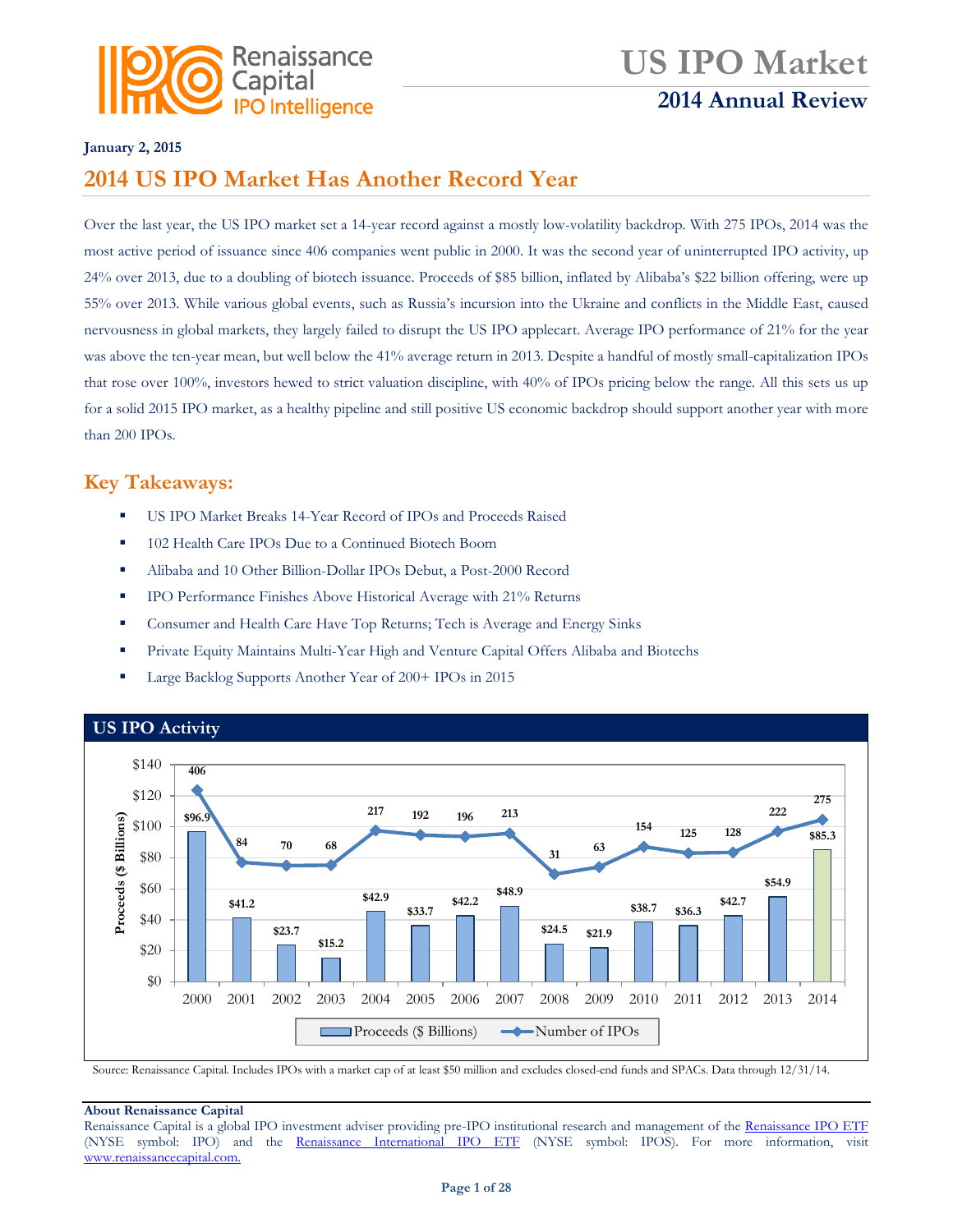# US IPO Market

## 2014 Annual Review

**January 2, 2015**

## 2014 US IPO Market Has Another Record Year

Over the last year, the US IPO market set a 14-year record against a mostly low-volatility backdrop. With 275 IPOs, 2014 was the most active period of issuance since 406 companies went public in 2000. It was the second year of uninterrupted IPO activity, up 24% over 2013, due to a doubling of biotech issuance. Proceeds of $85 billion, inflated by Alibaba's $22 billion offering, were up 55% over 2013. While various global events, such as Russia's incursion into the Ukraine and conflicts in the Middle East, caused nervousness in global markets, they largely failed to disrupt the US IPO applecart. Average IPO performance of 21% for the year was above the ten-year mean, but well below the 41% average return in 2013. Despite a handful of mostly small-capitalization IPOs that rose over 100%, investors hewed to strict valuation discipline, with 40% of IPOs pricing below the range. All this sets us up for a solid 2015 IPO market, as a healthy pipeline and still positive US economic backdrop should support another year with more than 200 IPOs.

## Key Takeaways:

- US IPO Market Breaks 14-Year Record of IPOs and Proceeds Raised
- 102 Health Care IPOs Due to a Continued Biotech Boom
- Alibaba and 10 Other Billion-Dollar IPOs Debut, a Post-2000 Record
- IPO Performance Finishes Above Historical Average with 21% Returns
- Consumer and Health Care Have Top Returns; Tech is Average and Energy Sinks
- Private Equity Maintains Multi-Year High and Venture Capital Offers Alibaba and Biotechs
- Large Backlog Supports Another Year of 200+ IPOs in 2015

### US IPO Activity

| Year | Proceeds ($ Billions) | Number of IPOs |
|---|---|---|
| 2000 | $96.9 | 406 |
| 2001 | $41.2 | 84 |
| 2002 | $23.7 | 70 |
| 2003 | $15.2 | 68 |
| 2004 | $42.9 | 217 |
| 2005 | $33.7 | 192 |
| 2006 | $42.2 | 196 |
| 2007 | $48.9 | 213 |
| 2008 | $24.5 | 31 |
| 2009 | $21.9 | 63 |
| 2010 | $38.7 | 154 |
| 2011 | $36.3 | 125 |
| 2012 | $42.7 | 128 |
| 2013 | $54.9 | 222 |
| 2014 | $85.3 | 275 |

Source: Renaissance Capital. Includes IPOs with a market cap of at least $50 million and excludes closed-end funds and SPACs. Data through 12/31/14.

**About Renaissance Capital**
Renaissance Capital is a global IPO investment adviser providing pre-IPO institutional research and management of the Renaissance IPO ETF (NYSE symbol: IPO) and the Renaissance International IPO ETF (NYSE symbol: IPOS). For more information, visit www.renaissancecapital.com.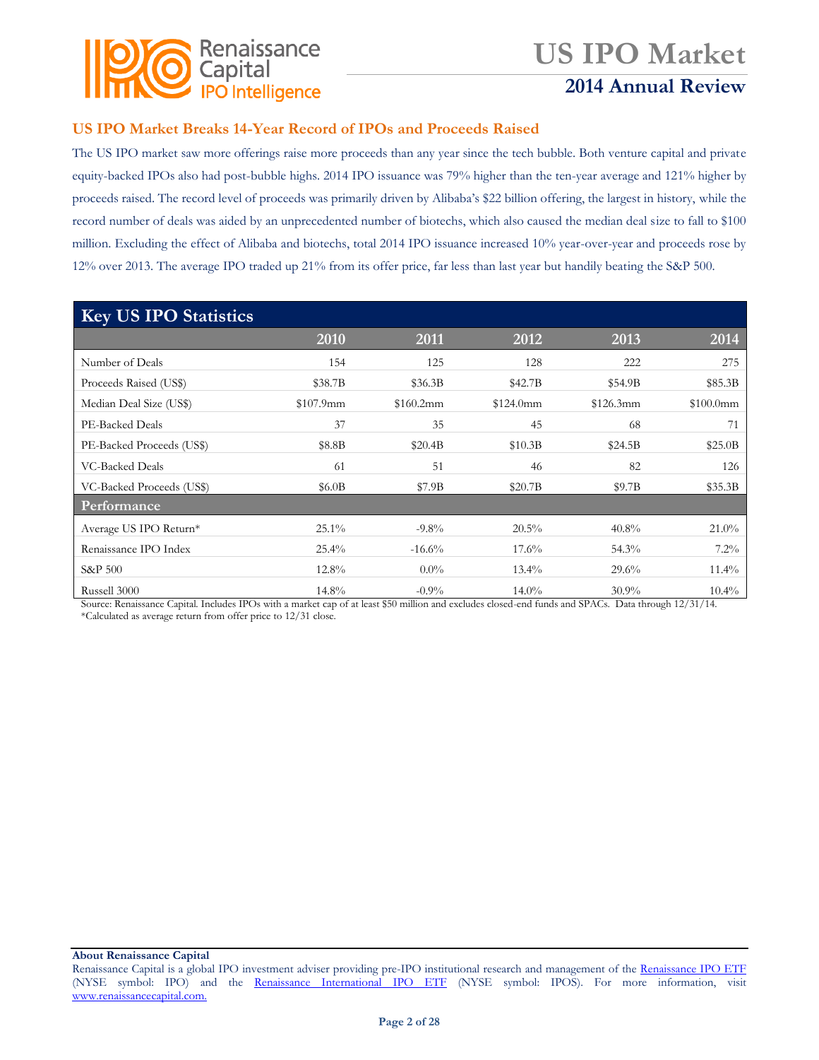## US IPO Market Breaks 14-Year Record of IPOs and Proceeds Raised

The US IPO market saw more offerings raise more proceeds than any year since the tech bubble. Both venture capital and private equity-backed IPOs also had post-bubble highs. 2014 IPO issuance was 79% higher than the ten-year average and 121% higher by proceeds raised. The record level of proceeds was primarily driven by Alibaba's $22 billion offering, the largest in history, while the record number of deals was aided by an unprecedented number of biotechs, which also caused the median deal size to fall to $100 million. Excluding the effect of Alibaba and biotechs, total 2014 IPO issuance increased 10% year-over-year and proceeds rose by 12% over 2013. The average IPO traded up 21% from its offer price, far less than last year but handily beating the S&P 500.

### Key US IPO Statistics

| | 2010 | 2011 | 2012 | 2013 | 2014 |
|---|---|---|---|---|---|
| Number of Deals | 154 | 125 | 128 | 222 | 275 |
| Proceeds Raised (US$) | $38.7B | $36.3B | $42.7B | $54.9B | $85.3B |
| Median Deal Size (US$) | $107.9mm | $160.2mm | $124.0mm | $126.3mm | $100.0mm |
| PE-Backed Deals | 37 | 35 | 45 | 68 | 71 |
| PE-Backed Proceeds (US$) | $8.8B | $20.4B | $10.3B | $24.5B | $25.0B |
| VC-Backed Deals | 61 | 51 | 46 | 82 | 126 |
| VC-Backed Proceeds (US$) | $6.0B | $7.9B | $20.7B | $9.7B | $35.3B |
| **Performance** | | | | | |
| Average US IPO Return* | 25.1% | -9.8% | 20.5% | 40.8% | 21.0% |
| Renaissance IPO Index | 25.4% | -16.6% | 17.6% | 54.3% | 7.2% |
| S&P 500 | 12.8% | 0.0% | 13.4% | 29.6% | 11.4% |
| Russell 3000 | 14.8% | -0.9% | 14.0% | 30.9% | 10.4% |

Source: Renaissance Capital. Includes IPOs with a market cap of at least $50 million and excludes closed-end funds and SPACs. Data through 12/31/14.
*Calculated as average return from offer price to 12/31 close.

**About Renaissance Capital**
Renaissance Capital is a global IPO investment adviser providing pre-IPO institutional research and management of the Renaissance IPO ETF (NYSE symbol: IPO) and the Renaissance International IPO ETF (NYSE symbol: IPOS). For more information, visit www.renaissancecapital.com.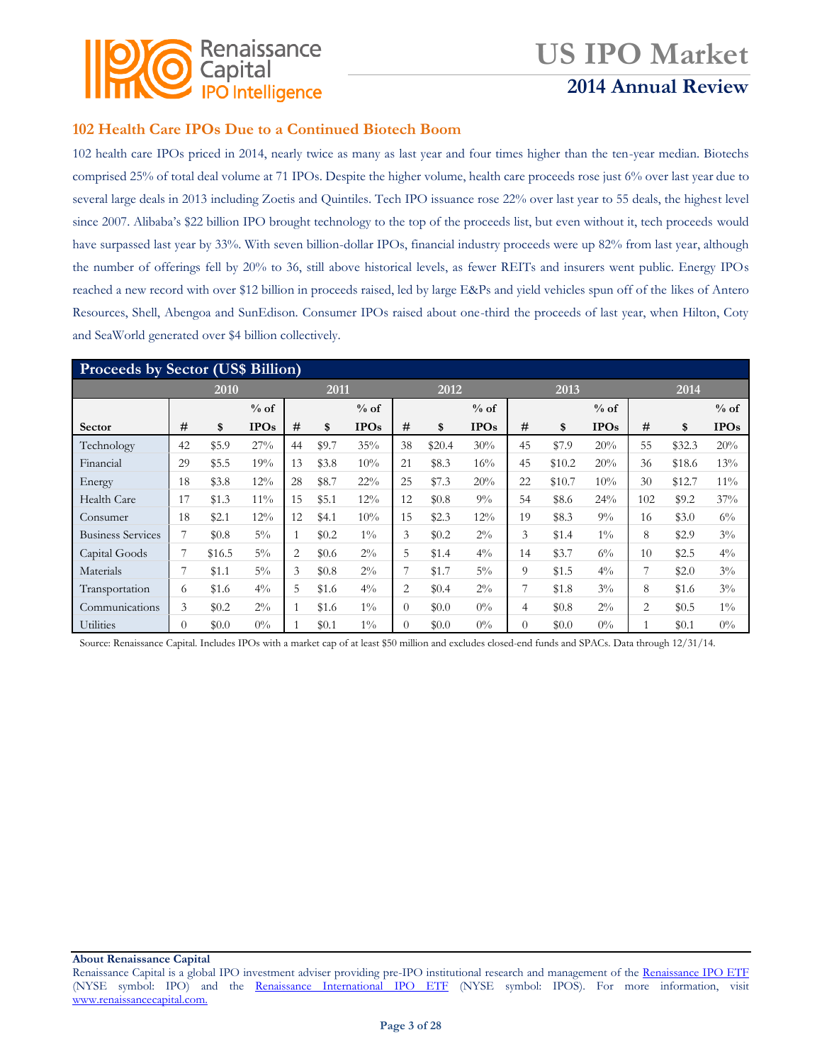## 102 Health Care IPOs Due to a Continued Biotech Boom

102 health care IPOs priced in 2014, nearly twice as many as last year and four times higher than the ten-year median. Biotechs comprised 25% of total deal volume at 71 IPOs. Despite the higher volume, health care proceeds rose just 6% over last year due to several large deals in 2013 including Zoetis and Quintiles. Tech IPO issuance rose 22% over last year to 55 deals, the highest level since 2007. Alibaba's $22 billion IPO brought technology to the top of the proceeds list, but even without it, tech proceeds would have surpassed last year by 33%. With seven billion-dollar IPOs, financial industry proceeds were up 82% from last year, although the number of offerings fell by 20% to 36, still above historical levels, as fewer REITs and insurers went public. Energy IPOs reached a new record with over $12 billion in proceeds raised, led by large E&Ps and yield vehicles spun off of the likes of Antero Resources, Shell, Abengoa and SunEdison. Consumer IPOs raised about one-third the proceeds of last year, when Hilton, Coty and SeaWorld generated over $4 billion collectively.

**Proceeds by Sector (US$ Billion)**

| | 2010 | | | 2011 | | | 2012 | | | 2013 | | | 2014 | | |
|---|---|---|---|---|---|---|---|---|---|---|---|---|---|---|---|
| **Sector** | **#** | **$** | **% of IPOs** | **#** | **$** | **% of IPOs** | **#** | **$** | **% of IPOs** | **#** | **$** | **% of IPOs** | **#** | **$** | **% of IPOs** |
| Technology | 42 | $5.9 | 27% | 44 | $9.7 | 35% | 38 | $20.4 | 30% | 45 | $7.9 | 20% | 55 | $32.3 | 20% |
| Financial | 29 | $5.5 | 19% | 13 | $3.8 | 10% | 21 | $8.3 | 16% | 45 | $10.2 | 20% | 36 | $18.6 | 13% |
| Energy | 18 | $3.8 | 12% | 28 | $8.7 | 22% | 25 | $7.3 | 20% | 22 | $10.7 | 10% | 30 | $12.7 | 11% |
| Health Care | 17 | $1.3 | 11% | 15 | $5.1 | 12% | 12 | $0.8 | 9% | 54 | $8.6 | 24% | 102 | $9.2 | 37% |
| Consumer | 18 | $2.1 | 12% | 12 | $4.1 | 10% | 15 | $2.3 | 12% | 19 | $8.3 | 9% | 16 | $3.0 | 6% |
| Business Services | 7 | $0.8 | 5% | 1 | $0.2 | 1% | 3 | $0.2 | 2% | 3 | $1.4 | 1% | 8 | $2.9 | 3% |
| Capital Goods | 7 | $16.5 | 5% | 2 | $0.6 | 2% | 5 | $1.4 | 4% | 14 | $3.7 | 6% | 10 | $2.5 | 4% |
| Materials | 7 | $1.1 | 5% | 3 | $0.8 | 2% | 7 | $1.7 | 5% | 9 | $1.5 | 4% | 7 | $2.0 | 3% |
| Transportation | 6 | $1.6 | 4% | 5 | $1.6 | 4% | 2 | $0.4 | 2% | 7 | $1.8 | 3% | 8 | $1.6 | 3% |
| Communications | 3 | $0.2 | 2% | 1 | $1.6 | 1% | 0 | $0.0 | 0% | 4 | $0.8 | 2% | 2 | $0.5 | 1% |
| Utilities | 0 | $0.0 | 0% | 1 | $0.1 | 1% | 0 | $0.0 | 0% | 0 | $0.0 | 0% | 1 | $0.1 | 0% |

Source: Renaissance Capital. Includes IPOs with a market cap of at least $50 million and excludes closed-end funds and SPACs. Data through 12/31/14.

**About Renaissance Capital**

Renaissance Capital is a global IPO investment adviser providing pre-IPO institutional research and management of the Renaissance IPO ETF (NYSE symbol: IPO) and the Renaissance International IPO ETF (NYSE symbol: IPOS). For more information, visit www.renaissancecapital.com.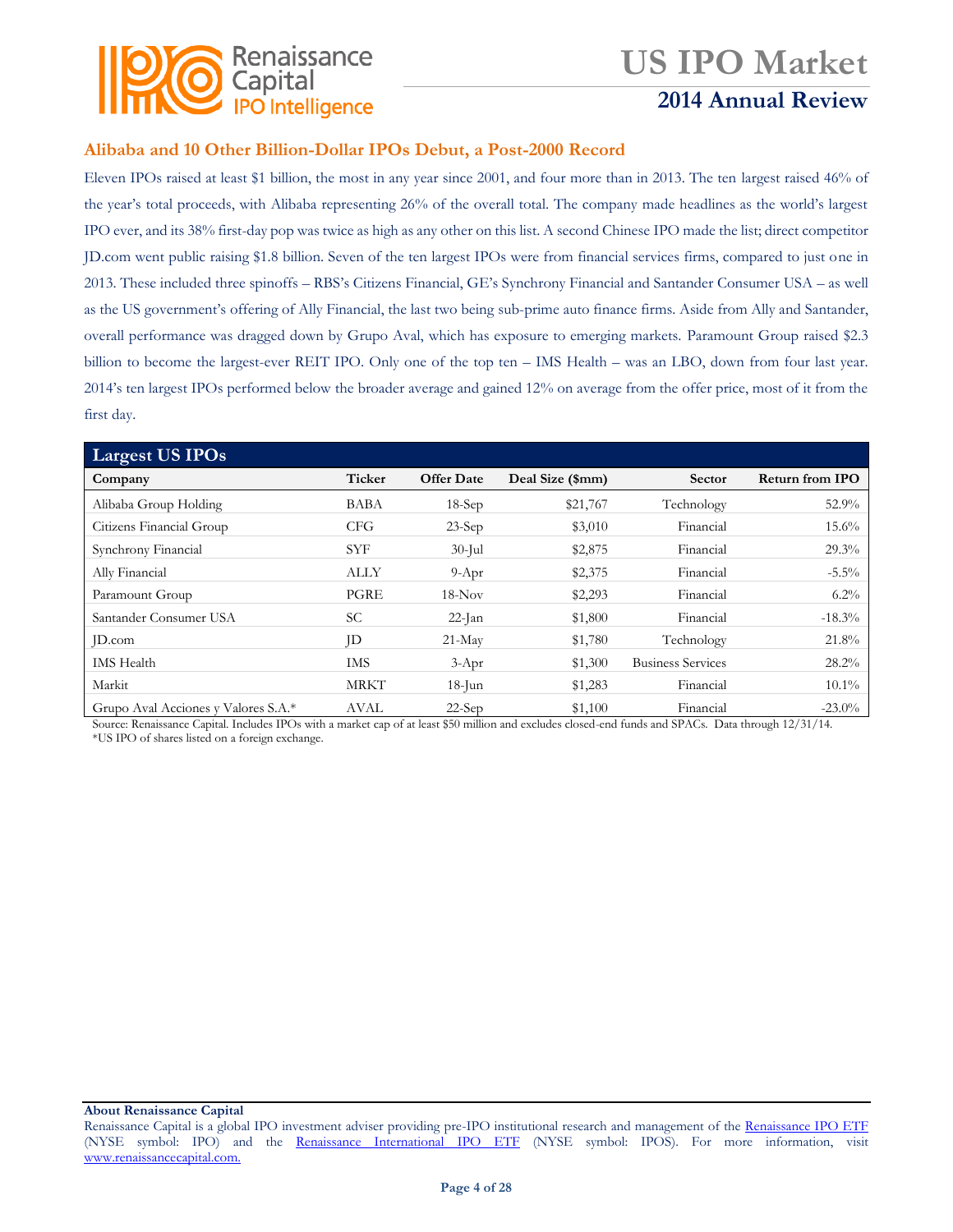## Alibaba and 10 Other Billion-Dollar IPOs Debut, a Post-2000 Record

Eleven IPOs raised at least $1 billion, the most in any year since 2001, and four more than in 2013. The ten largest raised 46% of the year's total proceeds, with Alibaba representing 26% of the overall total. The company made headlines as the world's largest IPO ever, and its 38% first-day pop was twice as high as any other on this list. A second Chinese IPO made the list; direct competitor JD.com went public raising $1.8 billion. Seven of the ten largest IPOs were from financial services firms, compared to just one in 2013. These included three spinoffs – RBS's Citizens Financial, GE's Synchrony Financial and Santander Consumer USA – as well as the US government's offering of Ally Financial, the last two being sub-prime auto finance firms. Aside from Ally and Santander, overall performance was dragged down by Grupo Aval, which has exposure to emerging markets. Paramount Group raised $2.3 billion to become the largest-ever REIT IPO. Only one of the top ten – IMS Health – was an LBO, down from four last year. 2014's ten largest IPOs performed below the broader average and gained 12% on average from the offer price, most of it from the first day.

**Largest US IPOs**

| Company | Ticker | Offer Date | Deal Size ($mm) | Sector | Return from IPO |
|---|---|---|---|---|---|
| Alibaba Group Holding | BABA | 18-Sep | $21,767 | Technology | 52.9% |
| Citizens Financial Group | CFG | 23-Sep | $3,010 | Financial | 15.6% |
| Synchrony Financial | SYF | 30-Jul | $2,875 | Financial | 29.3% |
| Ally Financial | ALLY | 9-Apr | $2,375 | Financial | -5.5% |
| Paramount Group | PGRE | 18-Nov | $2,293 | Financial | 6.2% |
| Santander Consumer USA | SC | 22-Jan | $1,800 | Financial | -18.3% |
| JD.com | JD | 21-May | $1,780 | Technology | 21.8% |
| IMS Health | IMS | 3-Apr | $1,300 | Business Services | 28.2% |
| Markit | MRKT | 18-Jun | $1,283 | Financial | 10.1% |
| Grupo Aval Acciones y Valores S.A.* | AVAL | 22-Sep | $1,100 | Financial | -23.0% |

Source: Renaissance Capital. Includes IPOs with a market cap of at least $50 million and excludes closed-end funds and SPACs. Data through 12/31/14.
*US IPO of shares listed on a foreign exchange.

**About Renaissance Capital**
Renaissance Capital is a global IPO investment adviser providing pre-IPO institutional research and management of the Renaissance IPO ETF (NYSE symbol: IPO) and the Renaissance International IPO ETF (NYSE symbol: IPOS). For more information, visit www.renaissancecapital.com.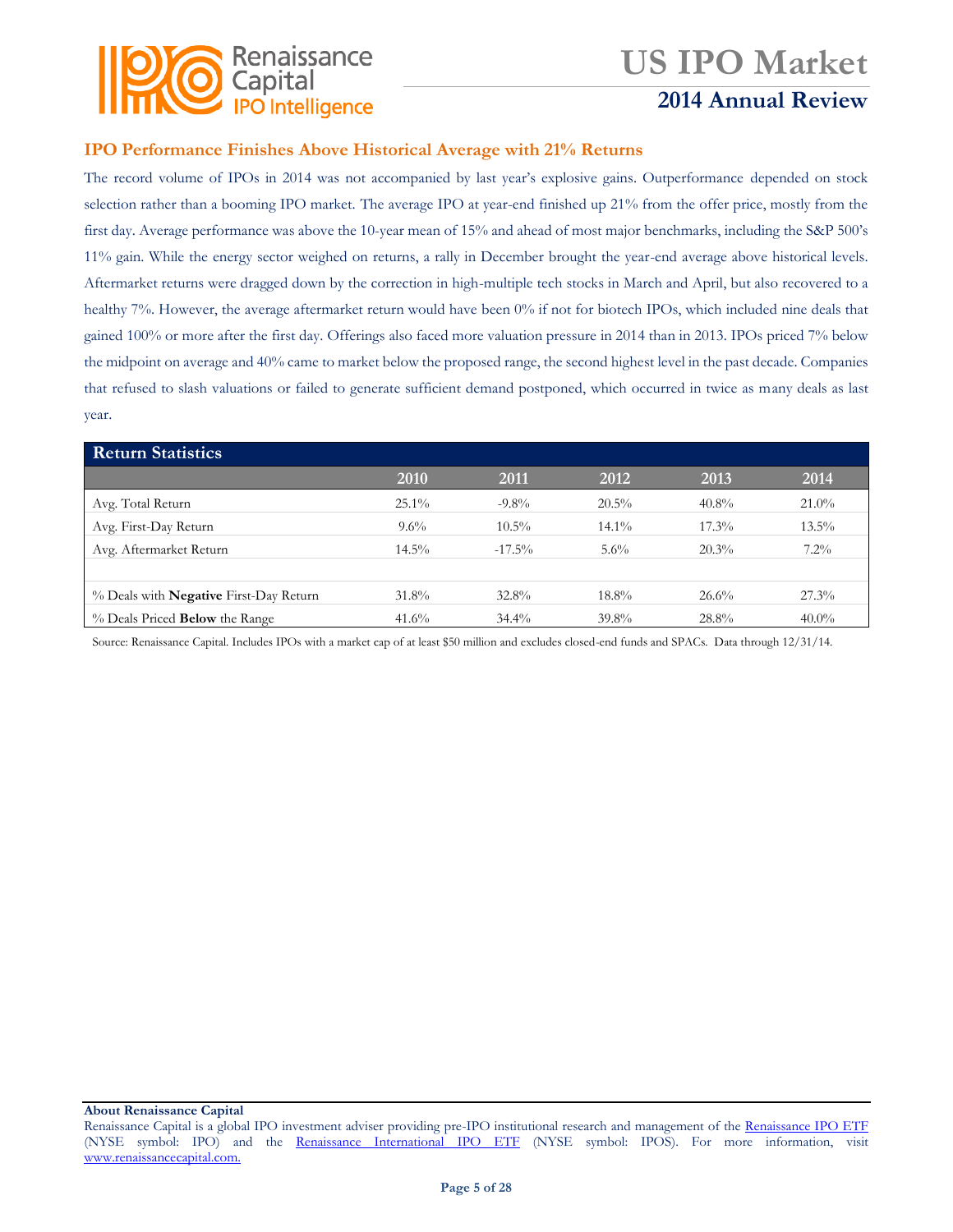## IPO Performance Finishes Above Historical Average with 21% Returns

The record volume of IPOs in 2014 was not accompanied by last year's explosive gains. Outperformance depended on stock selection rather than a booming IPO market. The average IPO at year-end finished up 21% from the offer price, mostly from the first day. Average performance was above the 10-year mean of 15% and ahead of most major benchmarks, including the S&P 500's 11% gain. While the energy sector weighed on returns, a rally in December brought the year-end average above historical levels. Aftermarket returns were dragged down by the correction in high-multiple tech stocks in March and April, but also recovered to a healthy 7%. However, the average aftermarket return would have been 0% if not for biotech IPOs, which included nine deals that gained 100% or more after the first day. Offerings also faced more valuation pressure in 2014 than in 2013. IPOs priced 7% below the midpoint on average and 40% came to market below the proposed range, the second highest level in the past decade. Companies that refused to slash valuations or failed to generate sufficient demand postponed, which occurred in twice as many deals as last year.

**Return Statistics**

| | 2010 | 2011 | 2012 | 2013 | 2014 |
|---|---|---|---|---|---|
| Avg. Total Return | 25.1% | -9.8% | 20.5% | 40.8% | 21.0% |
| Avg. First-Day Return | 9.6% | 10.5% | 14.1% | 17.3% | 13.5% |
| Avg. Aftermarket Return | 14.5% | -17.5% | 5.6% | 20.3% | 7.2% |
| | | | | | |
| % Deals with **Negative** First-Day Return | 31.8% | 32.8% | 18.8% | 26.6% | 27.3% |
| % Deals Priced **Below** the Range | 41.6% | 34.4% | 39.8% | 28.8% | 40.0% |

Source: Renaissance Capital. Includes IPOs with a market cap of at least $50 million and excludes closed-end funds and SPACs. Data through 12/31/14.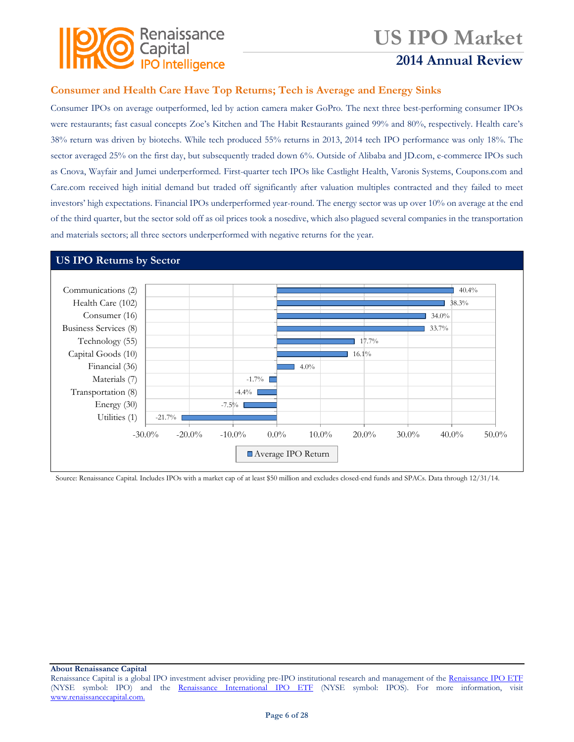## Consumer and Health Care Have Top Returns; Tech is Average and Energy Sinks

Consumer IPOs on average outperformed, led by action camera maker GoPro. The next three best-performing consumer IPOs were restaurants; fast casual concepts Zoe's Kitchen and The Habit Restaurants gained 99% and 80%, respectively. Health care's 38% return was driven by biotechs. While tech produced 55% returns in 2013, 2014 tech IPO performance was only 18%. The sector averaged 25% on the first day, but subsequently traded down 6%. Outside of Alibaba and JD.com, e-commerce IPOs such as Cnova, Wayfair and Jumei underperformed. First-quarter tech IPOs like Castlight Health, Varonis Systems, Coupons.com and Care.com received high initial demand but traded off significantly after valuation multiples contracted and they failed to meet investors' high expectations. Financial IPOs underperformed year-round. The energy sector was up over 10% on average at the end of the third quarter, but the sector sold off as oil prices took a nosedive, which also plagued several companies in the transportation and materials sectors; all three sectors underperformed with negative returns for the year.

### US IPO Returns by Sector

| Sector | Average IPO Return |
|---|---|
| Communications (2) | 40.4% |
| Health Care (102) | 38.3% |
| Consumer (16) | 34.0% |
| Business Services (8) | 33.7% |
| Technology (55) | 17.7% |
| Capital Goods (10) | 16.1% |
| Financial (36) | 4.0% |
| Materials (7) | -1.7% |
| Transportation (8) | -4.4% |
| Energy (30) | -7.5% |
| Utilities (1) | -21.7% |

Source: Renaissance Capital. Includes IPOs with a market cap of at least $50 million and excludes closed-end funds and SPACs. Data through 12/31/14.

**About Renaissance Capital**
Renaissance Capital is a global IPO investment adviser providing pre-IPO institutional research and management of the Renaissance IPO ETF (NYSE symbol: IPO) and the Renaissance International IPO ETF (NYSE symbol: IPOS). For more information, visit www.renaissancecapital.com.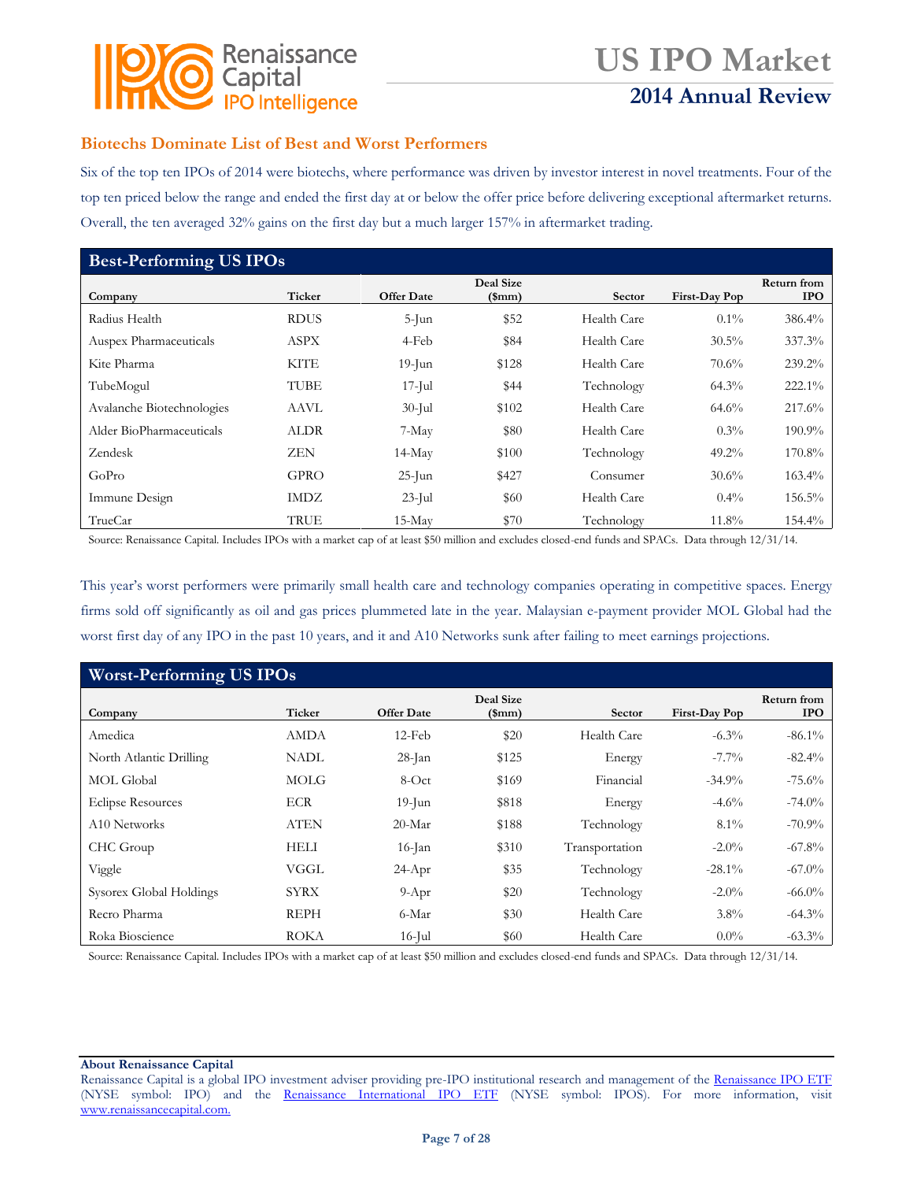## Biotechs Dominate List of Best and Worst Performers

Six of the top ten IPOs of 2014 were biotechs, where performance was driven by investor interest in novel treatments. Four of the top ten priced below the range and ended the first day at or below the offer price before delivering exceptional aftermarket returns. Overall, the ten averaged 32% gains on the first day but a much larger 157% in aftermarket trading.

**Best-Performing US IPOs**

| Company | Ticker | Offer Date | Deal Size ($mm) | Sector | First-Day Pop | Return from IPO |
|---|---|---|---|---|---|---|
| Radius Health | RDUS | 5-Jun | $52 | Health Care | 0.1% | 386.4% |
| Auspex Pharmaceuticals | ASPX | 4-Feb | $84 | Health Care | 30.5% | 337.3% |
| Kite Pharma | KITE | 19-Jun | $128 | Health Care | 70.6% | 239.2% |
| TubeMogul | TUBE | 17-Jul | $44 | Technology | 64.3% | 222.1% |
| Avalanche Biotechnologies | AAVL | 30-Jul | $102 | Health Care | 64.6% | 217.6% |
| Alder BioPharmaceuticals | ALDR | 7-May | $80 | Health Care | 0.3% | 190.9% |
| Zendesk | ZEN | 14-May | $100 | Technology | 49.2% | 170.8% |
| GoPro | GPRO | 25-Jun | $427 | Consumer | 30.6% | 163.4% |
| Immune Design | IMDZ | 23-Jul | $60 | Health Care | 0.4% | 156.5% |
| TrueCar | TRUE | 15-May | $70 | Technology | 11.8% | 154.4% |

Source: Renaissance Capital. Includes IPOs with a market cap of at least $50 million and excludes closed-end funds and SPACs. Data through 12/31/14.

This year's worst performers were primarily small health care and technology companies operating in competitive spaces. Energy firms sold off significantly as oil and gas prices plummeted late in the year. Malaysian e-payment provider MOL Global had the worst first day of any IPO in the past 10 years, and it and A10 Networks sunk after failing to meet earnings projections.

**Worst-Performing US IPOs**

| Company | Ticker | Offer Date | Deal Size ($mm) | Sector | First-Day Pop | Return from IPO |
|---|---|---|---|---|---|---|
| Amedica | AMDA | 12-Feb | $20 | Health Care | -6.3% | -86.1% |
| North Atlantic Drilling | NADL | 28-Jan | $125 | Energy | -7.7% | -82.4% |
| MOL Global | MOLG | 8-Oct | $169 | Financial | -34.9% | -75.6% |
| Eclipse Resources | ECR | 19-Jun | $818 | Energy | -4.6% | -74.0% |
| A10 Networks | ATEN | 20-Mar | $188 | Technology | 8.1% | -70.9% |
| CHC Group | HELI | 16-Jan | $310 | Transportation | -2.0% | -67.8% |
| Viggle | VGGL | 24-Apr | $35 | Technology | -28.1% | -67.0% |
| Sysorex Global Holdings | SYRX | 9-Apr | $20 | Technology | -2.0% | -66.0% |
| Recro Pharma | REPH | 6-Mar | $30 | Health Care | 3.8% | -64.3% |
| Roka Bioscience | ROKA | 16-Jul | $60 | Health Care | 0.0% | -63.3% |

Source: Renaissance Capital. Includes IPOs with a market cap of at least $50 million and excludes closed-end funds and SPACs. Data through 12/31/14.

**About Renaissance Capital**
Renaissance Capital is a global IPO investment adviser providing pre-IPO institutional research and management of the Renaissance IPO ETF (NYSE symbol: IPO) and the Renaissance International IPO ETF (NYSE symbol: IPOS). For more information, visit www.renaissancecapital.com.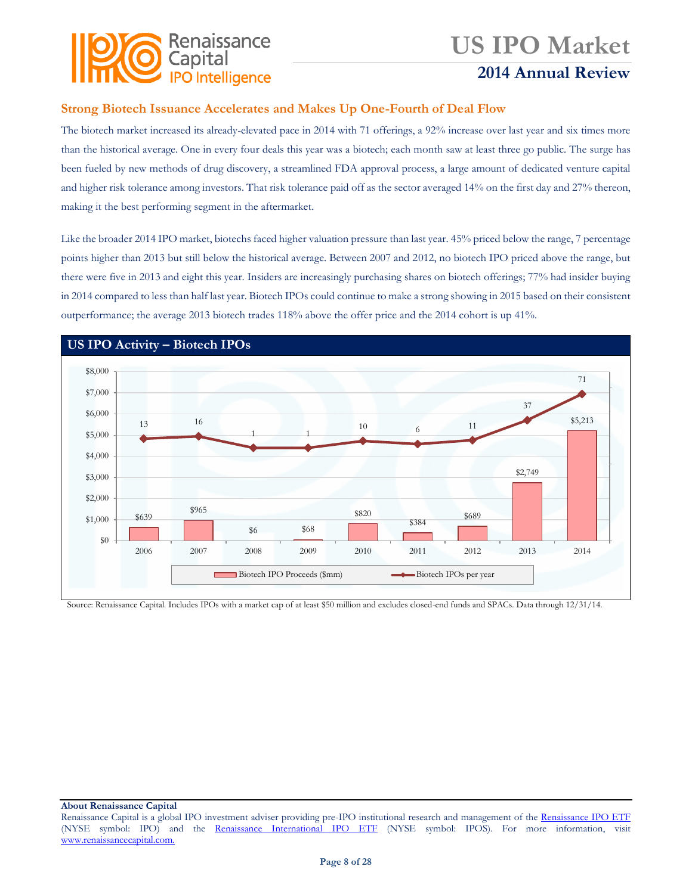## Strong Biotech Issuance Accelerates and Makes Up One-Fourth of Deal Flow

The biotech market increased its already-elevated pace in 2014 with 71 offerings, a 92% increase over last year and six times more than the historical average. One in every four deals this year was a biotech; each month saw at least three go public. The surge has been fueled by new methods of drug discovery, a streamlined FDA approval process, a large amount of dedicated venture capital and higher risk tolerance among investors. That risk tolerance paid off as the sector averaged 14% on the first day and 27% thereon, making it the best performing segment in the aftermarket.

Like the broader 2014 IPO market, biotechs faced higher valuation pressure than last year. 45% priced below the range, 7 percentage points higher than 2013 but still below the historical average. Between 2007 and 2012, no biotech IPO priced above the range, but there were five in 2013 and eight this year. Insiders are increasingly purchasing shares on biotech offerings; 77% had insider buying in 2014 compared to less than half last year. Biotech IPOs could continue to make a strong showing in 2015 based on their consistent outperformance; the average 2013 biotech trades 118% above the offer price and the 2014 cohort is up 41%.

### US IPO Activity – Biotech IPOs

| Year | Biotech IPO Proceeds ($mm) | Biotech IPOs per year |
|---|---|---|
| 2006 | $639 | 13 |
| 2007 | $965 | 16 |
| 2008 | $6 | 1 |
| 2009 | $68 | 1 |
| 2010 | $820 | 10 |
| 2011 | $384 | 6 |
| 2012 | $689 | 11 |
| 2013 | $2,749 | 37 |
| 2014 | $5,213 | 71 |

Source: Renaissance Capital. Includes IPOs with a market cap of at least $50 million and excludes closed-end funds and SPACs. Data through 12/31/14.

**About Renaissance Capital**
Renaissance Capital is a global IPO investment adviser providing pre-IPO institutional research and management of the Renaissance IPO ETF (NYSE symbol: IPO) and the Renaissance International IPO ETF (NYSE symbol: IPOS). For more information, visit www.renaissancecapital.com.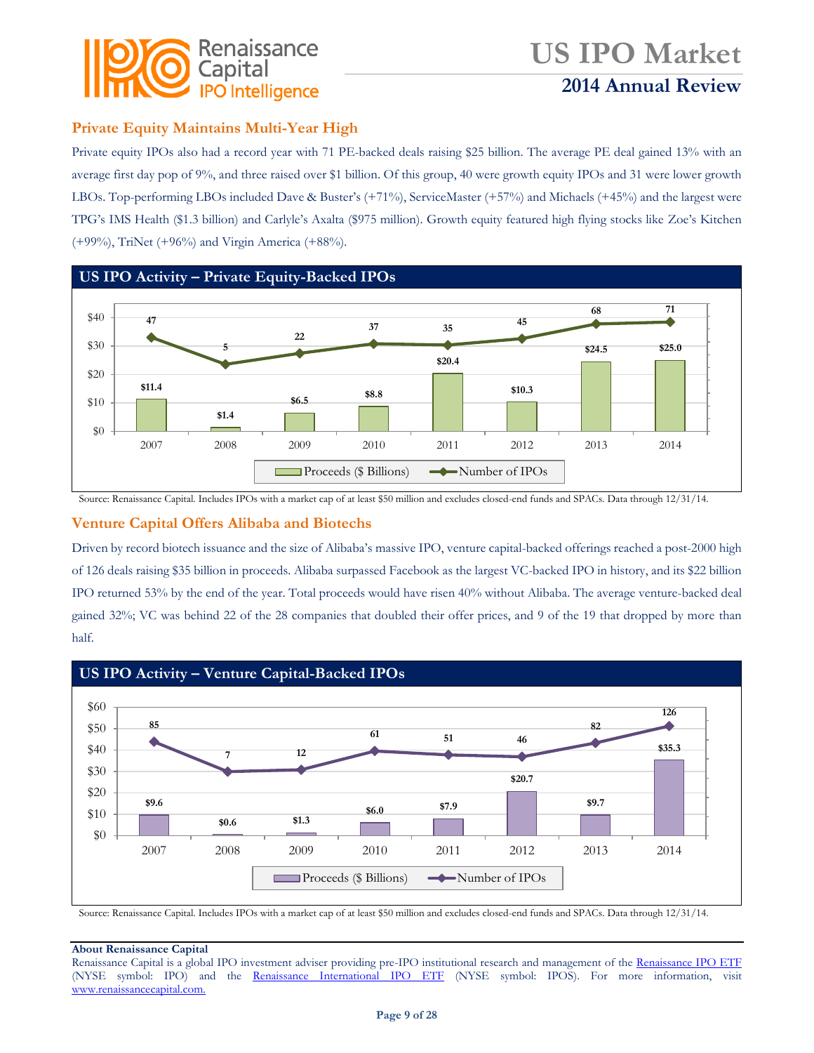## Private Equity Maintains Multi-Year High

Private equity IPOs also had a record year with 71 PE-backed deals raising $25 billion. The average PE deal gained 13% with an average first day pop of 9%, and three raised over $1 billion. Of this group, 40 were growth equity IPOs and 31 were lower growth LBOs. Top-performing LBOs included Dave & Buster's (+71%), ServiceMaster (+57%) and Michaels (+45%) and the largest were TPG's IMS Health ($1.3 billion) and Carlyle's Axalta ($975 million). Growth equity featured high flying stocks like Zoe's Kitchen (+99%), TriNet (+96%) and Virgin America (+88%).

### US IPO Activity – Private Equity-Backed IPOs

| Year | Proceeds ($ Billions) | Number of IPOs |
|---|---|---|
| 2007 | $11.4 | 47 |
| 2008 | $1.4 | 5 |
| 2009 | $6.5 | 22 |
| 2010 | $8.8 | 37 |
| 2011 | $20.4 | 35 |
| 2012 | $10.3 | 45 |
| 2013 | $24.5 | 68 |
| 2014 | $25.0 | 71 |

Source: Renaissance Capital. Includes IPOs with a market cap of at least $50 million and excludes closed-end funds and SPACs. Data through 12/31/14.

## Venture Capital Offers Alibaba and Biotechs

Driven by record biotech issuance and the size of Alibaba's massive IPO, venture capital-backed offerings reached a post-2000 high of 126 deals raising $35 billion in proceeds. Alibaba surpassed Facebook as the largest VC-backed IPO in history, and its $22 billion IPO returned 53% by the end of the year. Total proceeds would have risen 40% without Alibaba. The average venture-backed deal gained 32%; VC was behind 22 of the 28 companies that doubled their offer prices, and 9 of the 19 that dropped by more than half.

### US IPO Activity – Venture Capital-Backed IPOs

| Year | Proceeds ($ Billions) | Number of IPOs |
|---|---|---|
| 2007 | $9.6 | 85 |
| 2008 | $0.6 | 7 |
| 2009 | $1.3 | 12 |
| 2010 | $6.0 | 61 |
| 2011 | $7.9 | 51 |
| 2012 | $20.7 | 46 |
| 2013 | $9.7 | 82 |
| 2014 | $35.3 | 126 |

Source: Renaissance Capital. Includes IPOs with a market cap of at least $50 million and excludes closed-end funds and SPACs. Data through 12/31/14.

**About Renaissance Capital**
Renaissance Capital is a global IPO investment adviser providing pre-IPO institutional research and management of the Renaissance IPO ETF (NYSE symbol: IPO) and the Renaissance International IPO ETF (NYSE symbol: IPOS). For more information, visit www.renaissancecapital.com.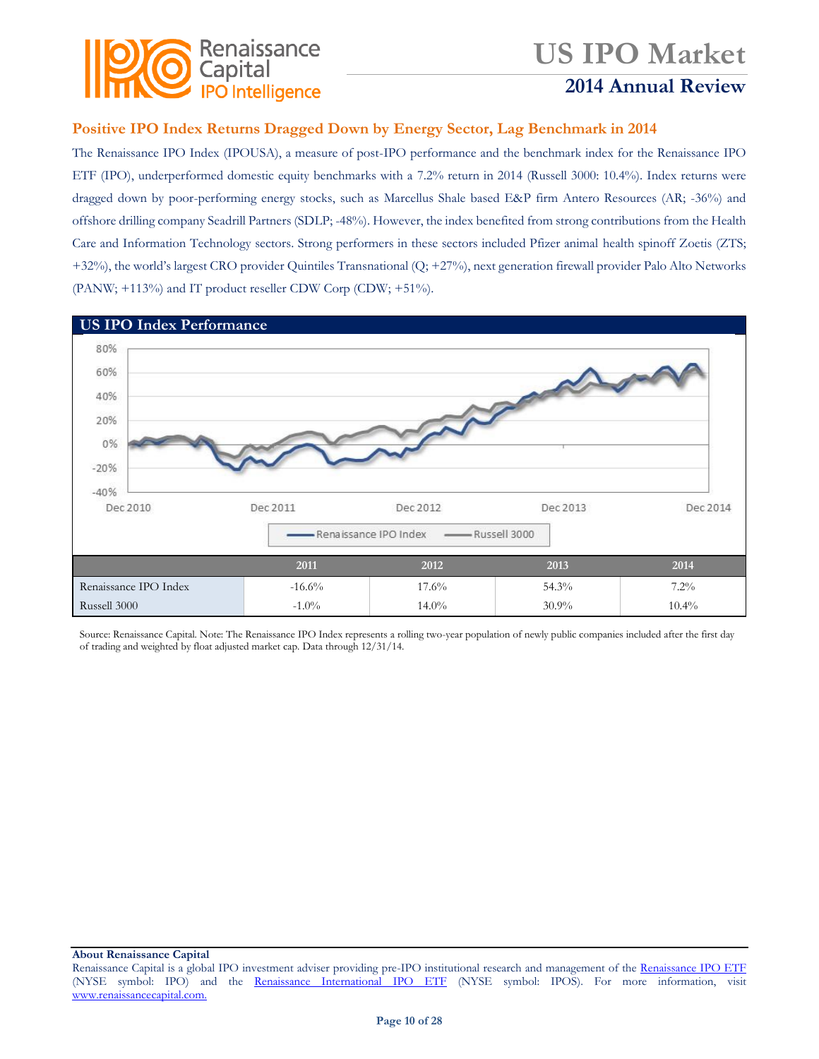## Positive IPO Index Returns Dragged Down by Energy Sector, Lag Benchmark in 2014

The Renaissance IPO Index (IPOUSA), a measure of post-IPO performance and the benchmark index for the Renaissance IPO ETF (IPO), underperformed domestic equity benchmarks with a 7.2% return in 2014 (Russell 3000: 10.4%). Index returns were dragged down by poor-performing energy stocks, such as Marcellus Shale based E&P firm Antero Resources (AR; -36%) and offshore drilling company Seadrill Partners (SDLP; -48%). However, the index benefited from strong contributions from the Health Care and Information Technology sectors. Strong performers in these sectors included Pfizer animal health spinoff Zoetis (ZTS; +32%), the world's largest CRO provider Quintiles Transnational (Q; +27%), next generation firewall provider Palo Alto Networks (PANW; +113%) and IT product reseller CDW Corp (CDW; +51%).

### US IPO Index Performance

| | 2011 | 2012 | 2013 | 2014 |
|---|---|---|---|---|
| Renaissance IPO Index | -16.6% | 17.6% | 54.3% | 7.2% |
| Russell 3000 | -1.0% | 14.0% | 30.9% | 10.4% |

Source: Renaissance Capital. Note: The Renaissance IPO Index represents a rolling two-year population of newly public companies included after the first day of trading and weighted by float adjusted market cap. Data through 12/31/14.

**About Renaissance Capital**
Renaissance Capital is a global IPO investment adviser providing pre-IPO institutional research and management of the Renaissance IPO ETF (NYSE symbol: IPO) and the Renaissance International IPO ETF (NYSE symbol: IPOS). For more information, visit www.renaissancecapital.com.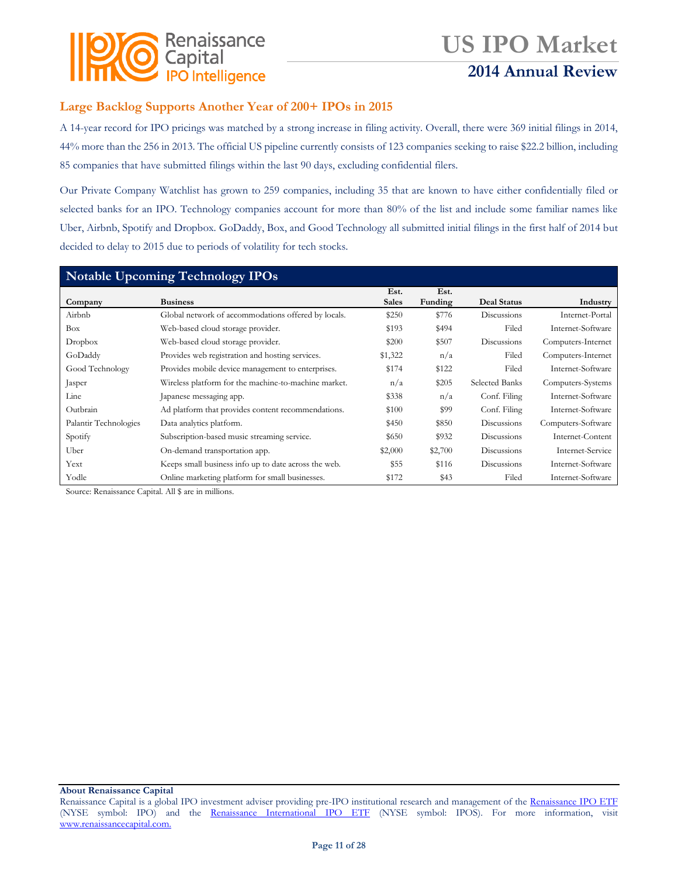## Large Backlog Supports Another Year of 200+ IPOs in 2015

A 14-year record for IPO pricings was matched by a strong increase in filing activity. Overall, there were 369 initial filings in 2014, 44% more than the 256 in 2013. The official US pipeline currently consists of 123 companies seeking to raise $22.2 billion, including 85 companies that have submitted filings within the last 90 days, excluding confidential filers.

Our Private Company Watchlist has grown to 259 companies, including 35 that are known to have either confidentially filed or selected banks for an IPO. Technology companies account for more than 80% of the list and include some familiar names like Uber, Airbnb, Spotify and Dropbox. GoDaddy, Box, and Good Technology all submitted initial filings in the first half of 2014 but decided to delay to 2015 due to periods of volatility for tech stocks.

**Notable Upcoming Technology IPOs**

| Company | Business | Est. Sales | Est. Funding | Deal Status | Industry |
|---|---|---|---|---|---|
| Airbnb | Global network of accommodations offered by locals. | $250 | $776 | Discussions | Internet-Portal |
| Box | Web-based cloud storage provider. | $193 | $494 | Filed | Internet-Software |
| Dropbox | Web-based cloud storage provider. | $200 | $507 | Discussions | Computers-Internet |
| GoDaddy | Provides web registration and hosting services. | $1,322 | n/a | Filed | Computers-Internet |
| Good Technology | Provides mobile device management to enterprises. | $174 | $122 | Filed | Internet-Software |
| Jasper | Wireless platform for the machine-to-machine market. | n/a | $205 | Selected Banks | Computers-Systems |
| Line | Japanese messaging app. | $338 | n/a | Conf. Filing | Internet-Software |
| Outbrain | Ad platform that provides content recommendations. | $100 | $99 | Conf. Filing | Internet-Software |
| Palantir Technologies | Data analytics platform. | $450 | $850 | Discussions | Computers-Software |
| Spotify | Subscription-based music streaming service. | $650 | $932 | Discussions | Internet-Content |
| Uber | On-demand transportation app. | $2,000 | $2,700 | Discussions | Internet-Service |
| Yext | Keeps small business info up to date across the web. | $55 | $116 | Discussions | Internet-Software |
| Yodle | Online marketing platform for small businesses. | $172 | $43 | Filed | Internet-Software |

Source: Renaissance Capital. All $ are in millions.

**About Renaissance Capital**

Renaissance Capital is a global IPO investment adviser providing pre-IPO institutional research and management of the Renaissance IPO ETF (NYSE symbol: IPO) and the Renaissance International IPO ETF (NYSE symbol: IPOS). For more information, visit www.renaissancecapital.com.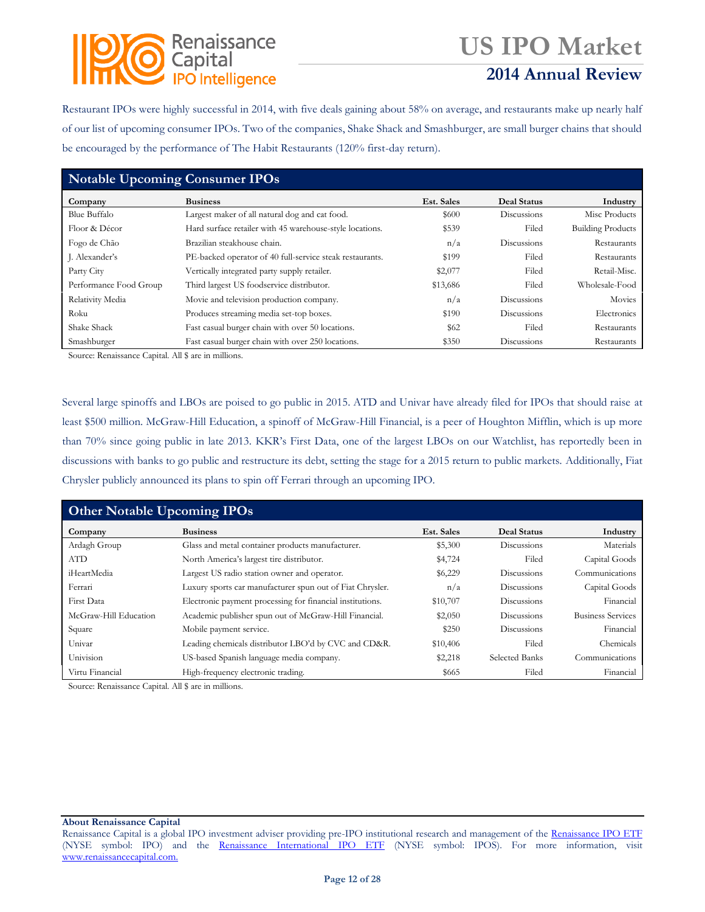Restaurant IPOs were highly successful in 2014, with five deals gaining about 58% on average, and restaurants make up nearly half of our list of upcoming consumer IPOs. Two of the companies, Shake Shack and Smashburger, are small burger chains that should be encouraged by the performance of The Habit Restaurants (120% first-day return).

| Notable Upcoming Consumer IPOs | | | | |
|---|---|---|---|---|
| **Company** | **Business** | **Est. Sales** | **Deal Status** | **Industry** |
| Blue Buffalo | Largest maker of all natural dog and cat food. | $600 | Discussions | Misc Products |
| Floor & Décor | Hard surface retailer with 45 warehouse-style locations. | $539 | Filed | Building Products |
| Fogo de Chão | Brazilian steakhouse chain. | n/a | Discussions | Restaurants |
| J. Alexander's | PE-backed operator of 40 full-service steak restaurants. | $199 | Filed | Restaurants |
| Party City | Vertically integrated party supply retailer. | $2,077 | Filed | Retail-Misc. |
| Performance Food Group | Third largest US foodservice distributor. | $13,686 | Filed | Wholesale-Food |
| Relativity Media | Movie and television production company. | n/a | Discussions | Movies |
| Roku | Produces streaming media set-top boxes. | $190 | Discussions | Electronics |
| Shake Shack | Fast casual burger chain with over 50 locations. | $62 | Filed | Restaurants |
| Smashburger | Fast casual burger chain with over 250 locations. | $350 | Discussions | Restaurants |

Source: Renaissance Capital. All $ are in millions.

Several large spinoffs and LBOs are poised to go public in 2015. ATD and Univar have already filed for IPOs that should raise at least $500 million. McGraw-Hill Education, a spinoff of McGraw-Hill Financial, is a peer of Houghton Mifflin, which is up more than 70% since going public in late 2013. KKR's First Data, one of the largest LBOs on our Watchlist, has reportedly been in discussions with banks to go public and restructure its debt, setting the stage for a 2015 return to public markets. Additionally, Fiat Chrysler publicly announced its plans to spin off Ferrari through an upcoming IPO.

| Other Notable Upcoming IPOs | | | | |
|---|---|---|---|---|
| **Company** | **Business** | **Est. Sales** | **Deal Status** | **Industry** |
| Ardagh Group | Glass and metal container products manufacturer. | $5,300 | Discussions | Materials |
| ATD | North America's largest tire distributor. | $4,724 | Filed | Capital Goods |
| iHeartMedia | Largest US radio station owner and operator. | $6,229 | Discussions | Communications |
| Ferrari | Luxury sports car manufacturer spun out of Fiat Chrysler. | n/a | Discussions | Capital Goods |
| First Data | Electronic payment processing for financial institutions. | $10,707 | Discussions | Financial |
| McGraw-Hill Education | Academic publisher spun out of McGraw-Hill Financial. | $2,050 | Discussions | Business Services |
| Square | Mobile payment service. | $250 | Discussions | Financial |
| Univar | Leading chemicals distributor LBO'd by CVC and CD&R. | $10,406 | Filed | Chemicals |
| Univision | US-based Spanish language media company. | $2,218 | Selected Banks | Communications |
| Virtu Financial | High-frequency electronic trading. | $665 | Filed | Financial |

Source: Renaissance Capital. All $ are in millions.

**About Renaissance Capital**

Renaissance Capital is a global IPO investment adviser providing pre-IPO institutional research and management of the Renaissance IPO ETF (NYSE symbol: IPO) and the Renaissance International IPO ETF (NYSE symbol: IPOS). For more information, visit www.renaissancecapital.com.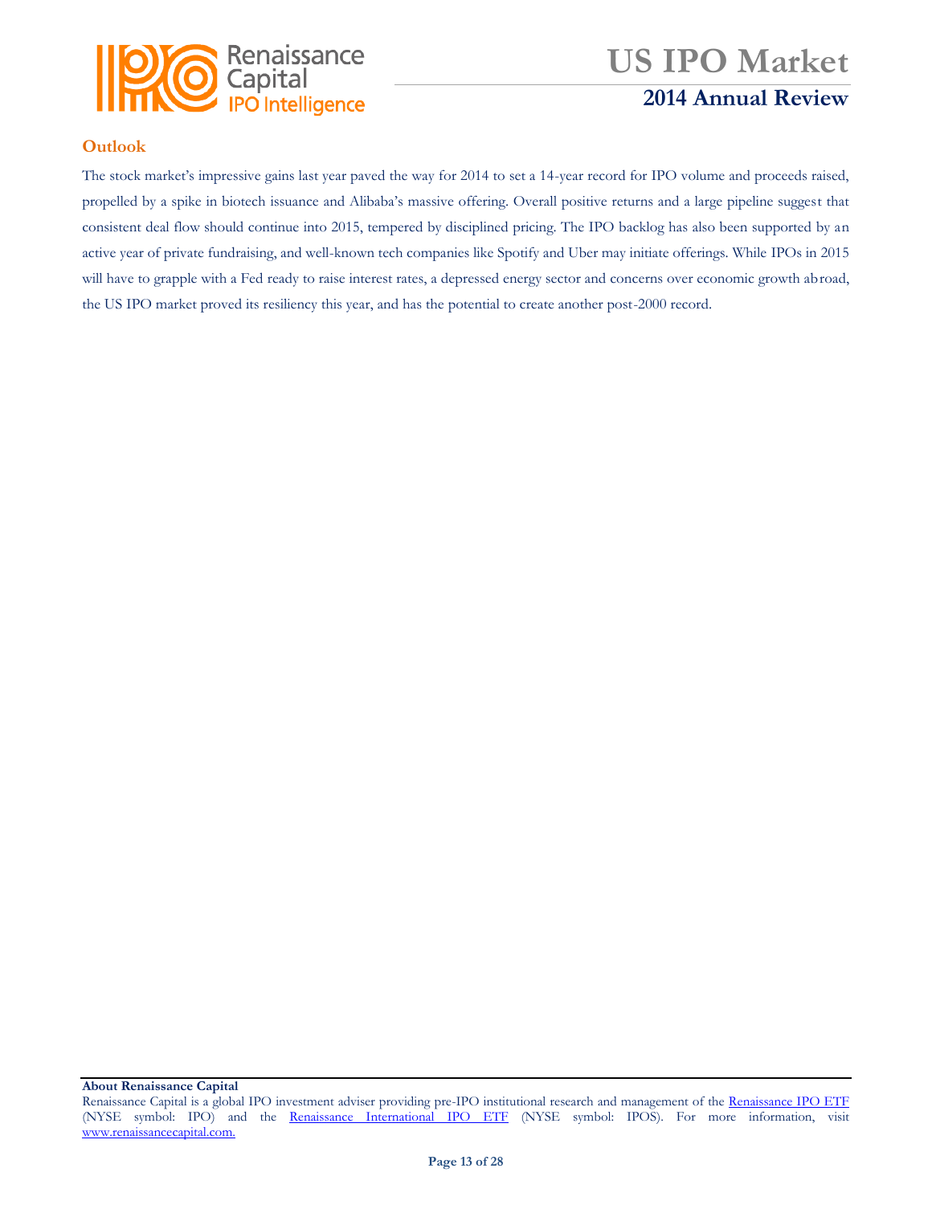## Outlook

The stock market's impressive gains last year paved the way for 2014 to set a 14-year record for IPO volume and proceeds raised, propelled by a spike in biotech issuance and Alibaba's massive offering. Overall positive returns and a large pipeline suggest that consistent deal flow should continue into 2015, tempered by disciplined pricing. The IPO backlog has also been supported by an active year of private fundraising, and well-known tech companies like Spotify and Uber may initiate offerings. While IPOs in 2015 will have to grapple with a Fed ready to raise interest rates, a depressed energy sector and concerns over economic growth abroad, the US IPO market proved its resiliency this year, and has the potential to create another post-2000 record.

**About Renaissance Capital**

Renaissance Capital is a global IPO investment adviser providing pre-IPO institutional research and management of the Renaissance IPO ETF (NYSE symbol: IPO) and the Renaissance International IPO ETF (NYSE symbol: IPOS). For more information, visit www.renaissancecapital.com.